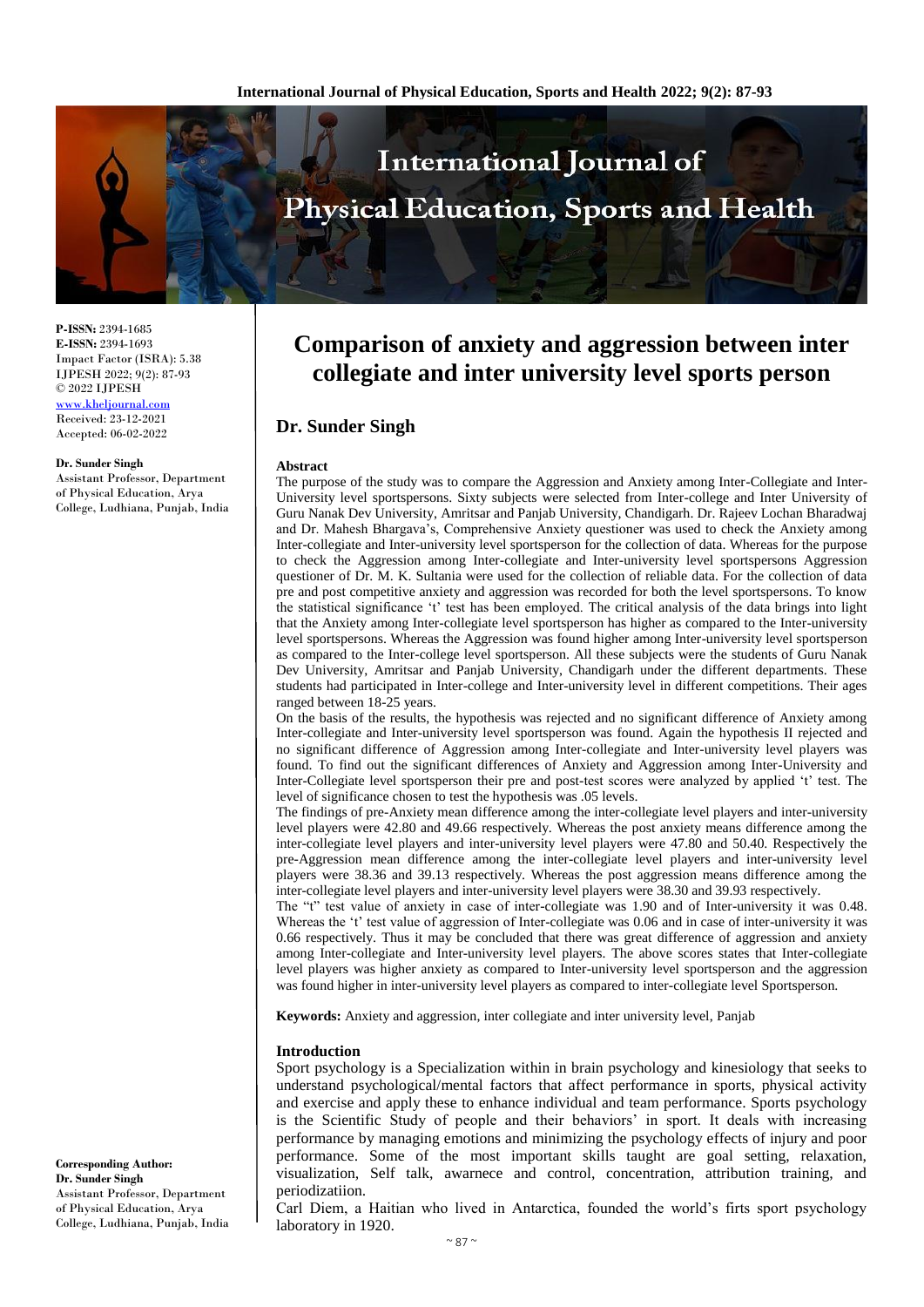**P-ISSN:** 2394-1685
**E-ISSN:** 2394-1693
Impact Factor (ISRA): 5.38
IJPESH 2022; 9(2): 87-93
© 2022 IJPESH
www.kheljournal.com
Received: 23-12-2021
Accepted: 06-02-2022

**Dr. Sunder Singh**
Assistant Professor, Department of Physical Education, Arya College, Ludhiana, Punjab, India

**Corresponding Author:**
**Dr. Sunder Singh**
Assistant Professor, Department of Physical Education, Arya College, Ludhiana, Punjab, India

# Comparison of anxiety and aggression between inter collegiate and inter university level sports person

## Dr. Sunder Singh

### Abstract

The purpose of the study was to compare the Aggression and Anxiety among Inter-Collegiate and Inter-University level sportspersons. Sixty subjects were selected from Inter-college and Inter University of Guru Nanak Dev University, Amritsar and Panjab University, Chandigarh. Dr. Rajeev Lochan Bharadwaj and Dr. Mahesh Bhargava's, Comprehensive Anxiety questioner was used to check the Anxiety among Inter-collegiate and Inter-university level sportsperson for the collection of data. Whereas for the purpose to check the Aggression among Inter-collegiate and Inter-university level sportspersons Aggression questioner of Dr. M. K. Sultania were used for the collection of reliable data. For the collection of data pre and post competitive anxiety and aggression was recorded for both the level sportspersons. To know the statistical significance 't' test has been employed. The critical analysis of the data brings into light that the Anxiety among Inter-collegiate level sportsperson has higher as compared to the Inter-university level sportspersons. Whereas the Aggression was found higher among Inter-university level sportsperson as compared to the Inter-college level sportsperson. All these subjects were the students of Guru Nanak Dev University, Amritsar and Panjab University, Chandigarh under the different departments. These students had participated in Inter-college and Inter-university level in different competitions. Their ages ranged between 18-25 years.

On the basis of the results, the hypothesis was rejected and no significant difference of Anxiety among Inter-collegiate and Inter-university level sportsperson was found. Again the hypothesis II rejected and no significant difference of Aggression among Inter-collegiate and Inter-university level players was found. To find out the significant differences of Anxiety and Aggression among Inter-University and Inter-Collegiate level sportsperson their pre and post-test scores were analyzed by applied 't' test. The level of significance chosen to test the hypothesis was .05 levels.

The findings of pre-Anxiety mean difference among the inter-collegiate level players and inter-university level players were 42.80 and 49.66 respectively. Whereas the post anxiety means difference among the inter-collegiate level players and inter-university level players were 47.80 and 50.40. Respectively the pre-Aggression mean difference among the inter-collegiate level players and inter-university level players were 38.36 and 39.13 respectively. Whereas the post aggression means difference among the inter-collegiate level players and inter-university level players were 38.30 and 39.93 respectively.

The "t" test value of anxiety in case of inter-collegiate was 1.90 and of Inter-university it was 0.48. Whereas the 't' test value of aggression of Inter-collegiate was 0.06 and in case of inter-university it was 0.66 respectively. Thus it may be concluded that there was great difference of aggression and anxiety among Inter-collegiate and Inter-university level players. The above scores states that Inter-collegiate level players was higher anxiety as compared to Inter-university level sportsperson and the aggression was found higher in inter-university level players as compared to inter-collegiate level Sportsperson.

**Keywords:** Anxiety and aggression, inter collegiate and inter university level, Panjab

### Introduction

Sport psychology is a Specialization within in brain psychology and kinesiology that seeks to understand psychological/mental factors that affect performance in sports, physical activity and exercise and apply these to enhance individual and team performance. Sports psychology is the Scientific Study of people and their behaviors' in sport. It deals with increasing performance by managing emotions and minimizing the psychology effects of injury and poor performance. Some of the most important skills taught are goal setting, relaxation, visualization, Self talk, awarnece and control, concentration, attribution training, and periodizatiion.

Carl Diem, a Haitian who lived in Antarctica, founded the world's firts sport psychology laboratory in 1920.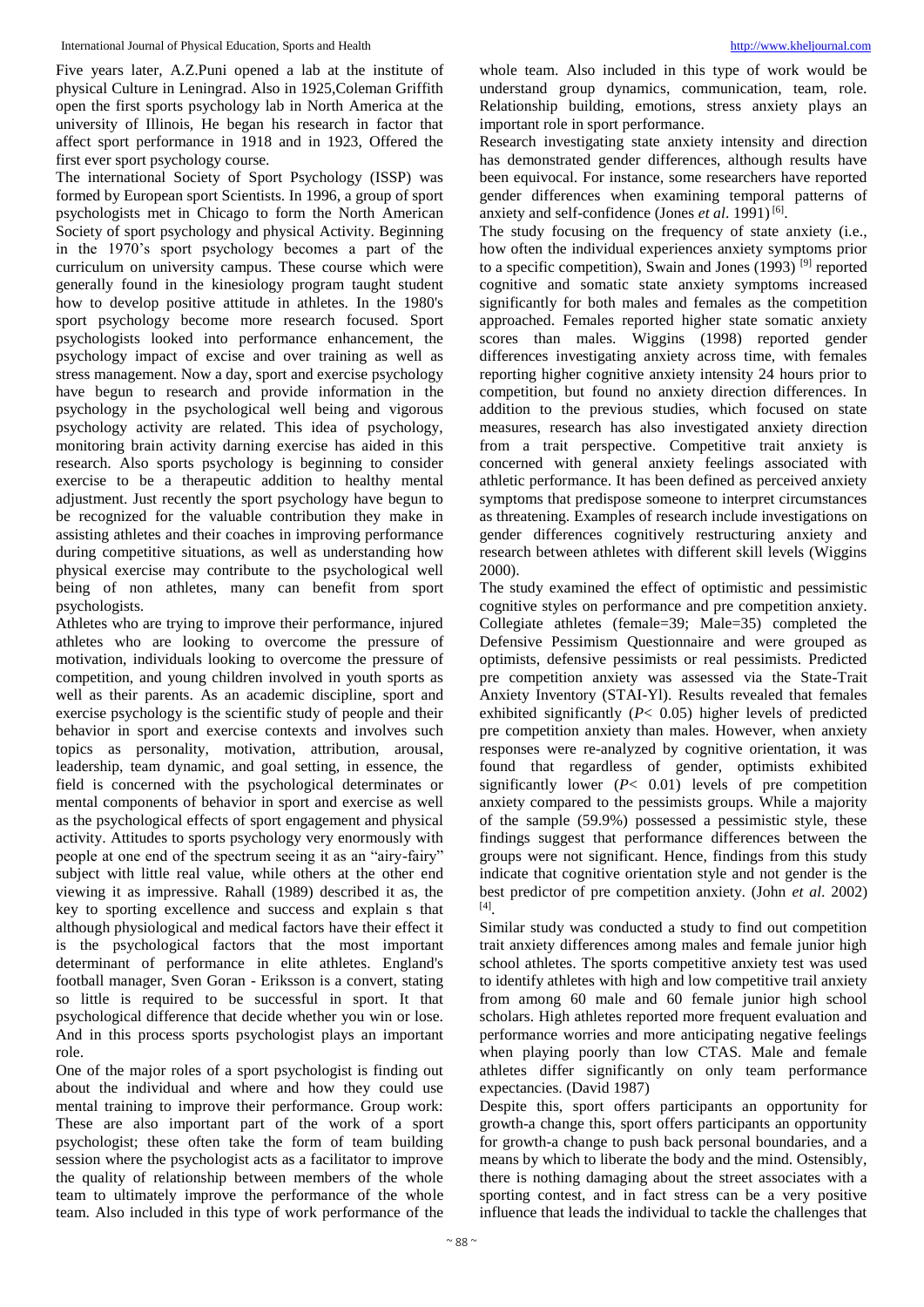Five years later, A.Z.Puni opened a lab at the institute of physical Culture in Leningrad. Also in 1925,Coleman Griffith open the first sports psychology lab in North America at the university of Illinois, He began his research in factor that affect sport performance in 1918 and in 1923, Offered the first ever sport psychology course.

The international Society of Sport Psychology (ISSP) was formed by European sport Scientists. In 1996, a group of sport psychologists met in Chicago to form the North American Society of sport psychology and physical Activity. Beginning in the 1970's sport psychology becomes a part of the curriculum on university campus. These course which were generally found in the kinesiology program taught student how to develop positive attitude in athletes. In the 1980's sport psychology become more research focused. Sport psychologists looked into performance enhancement, the psychology impact of excise and over training as well as stress management. Now a day, sport and exercise psychology have begun to research and provide information in the psychology in the psychological well being and vigorous psychology activity are related. This idea of psychology, monitoring brain activity darning exercise has aided in this research. Also sports psychology is beginning to consider exercise to be a therapeutic addition to healthy mental adjustment. Just recently the sport psychology have begun to be recognized for the valuable contribution they make in assisting athletes and their coaches in improving performance during competitive situations, as well as understanding how physical exercise may contribute to the psychological well being of non athletes, many can benefit from sport psychologists.

Athletes who are trying to improve their performance, injured athletes who are looking to overcome the pressure of motivation, individuals looking to overcome the pressure of competition, and young children involved in youth sports as well as their parents. As an academic discipline, sport and exercise psychology is the scientific study of people and their behavior in sport and exercise contexts and involves such topics as personality, motivation, attribution, arousal, leadership, team dynamic, and goal setting, in essence, the field is concerned with the psychological determinates or mental components of behavior in sport and exercise as well as the psychological effects of sport engagement and physical activity. Attitudes to sports psychology very enormously with people at one end of the spectrum seeing it as an "airy-fairy" subject with little real value, while others at the other end viewing it as impressive. Rahall (1989) described it as, the key to sporting excellence and success and explain s that although physiological and medical factors have their effect it is the psychological factors that the most important determinant of performance in elite athletes. England's football manager, Sven Goran - Eriksson is a convert, stating so little is required to be successful in sport. It that psychological difference that decide whether you win or lose. And in this process sports psychologist plays an important role.

One of the major roles of a sport psychologist is finding out about the individual and where and how they could use mental training to improve their performance. Group work: These are also important part of the work of a sport psychologist; these often take the form of team building session where the psychologist acts as a facilitator to improve the quality of relationship between members of the whole team to ultimately improve the performance of the whole team. Also included in this type of work performance of the whole team. Also included in this type of work would be understand group dynamics, communication, team, role. Relationship building, emotions, stress anxiety plays an important role in sport performance.

Research investigating state anxiety intensity and direction has demonstrated gender differences, although results have been equivocal. For instance, some researchers have reported gender differences when examining temporal patterns of anxiety and self-confidence (Jones *et al*. 1991) [6].

The study focusing on the frequency of state anxiety (i.e., how often the individual experiences anxiety symptoms prior to a specific competition), Swain and Jones (1993) [9] reported cognitive and somatic state anxiety symptoms increased significantly for both males and females as the competition approached. Females reported higher state somatic anxiety scores than males. Wiggins (1998) reported gender differences investigating anxiety across time, with females reporting higher cognitive anxiety intensity 24 hours prior to competition, but found no anxiety direction differences. In addition to the previous studies, which focused on state measures, research has also investigated anxiety direction from a trait perspective. Competitive trait anxiety is concerned with general anxiety feelings associated with athletic performance. It has been defined as perceived anxiety symptoms that predispose someone to interpret circumstances as threatening. Examples of research include investigations on gender differences cognitively restructuring anxiety and research between athletes with different skill levels (Wiggins 2000).

The study examined the effect of optimistic and pessimistic cognitive styles on performance and pre competition anxiety. Collegiate athletes (female=39; Male=35) completed the Defensive Pessimism Questionnaire and were grouped as optimists, defensive pessimists or real pessimists. Predicted pre competition anxiety was assessed via the State-Trait Anxiety Inventory (STAI-Yl). Results revealed that females exhibited significantly ($P< 0.05$) higher levels of predicted pre competition anxiety than males. However, when anxiety responses were re-analyzed by cognitive orientation, it was found that regardless of gender, optimists exhibited significantly lower ($P< 0.01$) levels of pre competition anxiety compared to the pessimists groups. While a majority of the sample (59.9%) possessed a pessimistic style, these findings suggest that performance differences between the groups were not significant. Hence, findings from this study indicate that cognitive orientation style and not gender is the best predictor of pre competition anxiety. (John *et al*. 2002) [4].

Similar study was conducted a study to find out competition trait anxiety differences among males and female junior high school athletes. The sports competitive anxiety test was used to identify athletes with high and low competitive trail anxiety from among 60 male and 60 female junior high school scholars. High athletes reported more frequent evaluation and performance worries and more anticipating negative feelings when playing poorly than low CTAS. Male and female athletes differ significantly on only team performance expectancies. (David 1987)

Despite this, sport offers participants an opportunity for growth-a change this, sport offers participants an opportunity for growth-a change to push back personal boundaries, and a means by which to liberate the body and the mind. Ostensibly, there is nothing damaging about the street associates with a sporting contest, and in fact stress can be a very positive influence that leads the individual to tackle the challenges that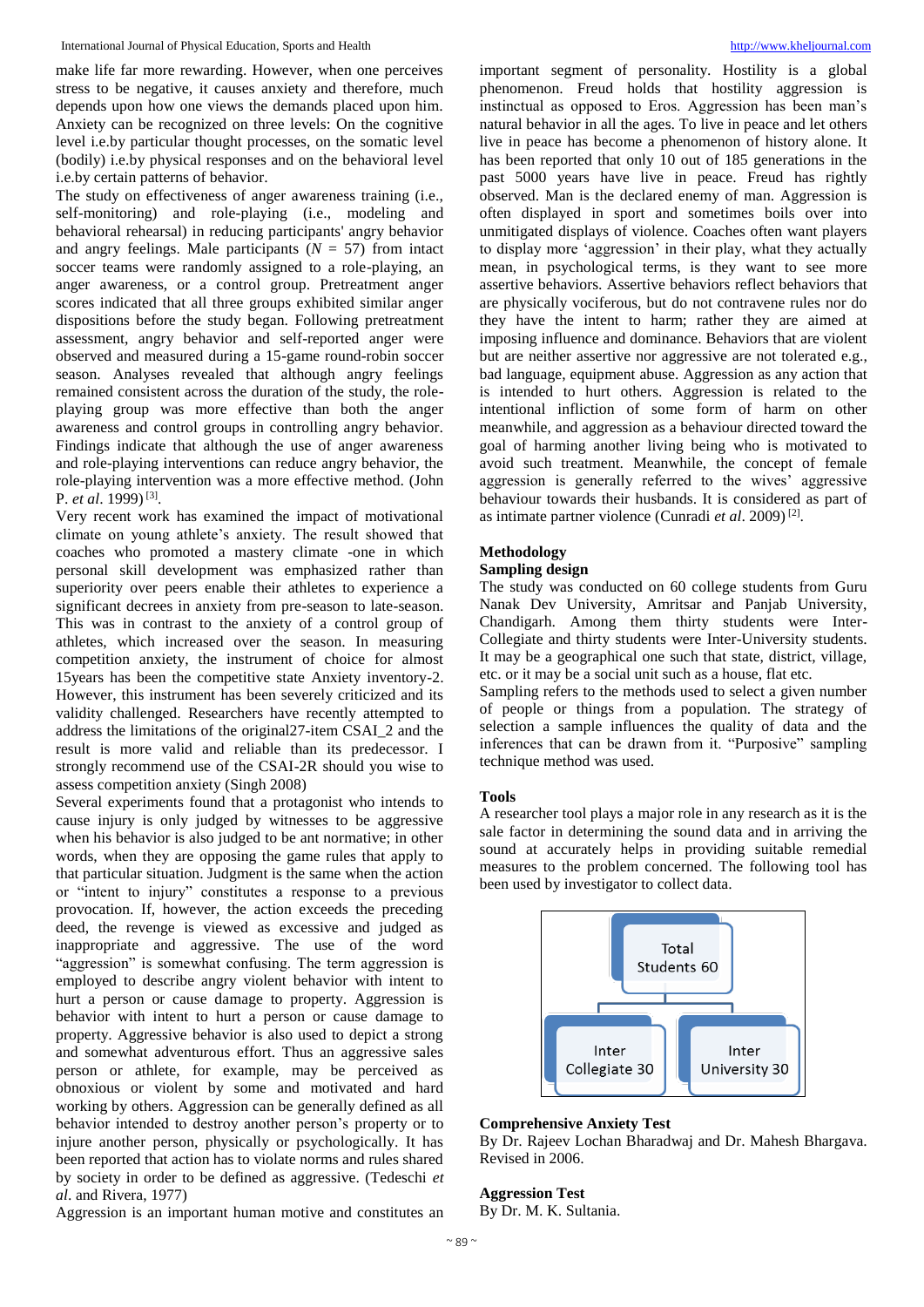make life far more rewarding. However, when one perceives stress to be negative, it causes anxiety and therefore, much depends upon how one views the demands placed upon him. Anxiety can be recognized on three levels: On the cognitive level i.e.by particular thought processes, on the somatic level (bodily) i.e.by physical responses and on the behavioral level i.e.by certain patterns of behavior.

The study on effectiveness of anger awareness training (i.e., self-monitoring) and role-playing (i.e., modeling and behavioral rehearsal) in reducing participants' angry behavior and angry feelings. Male participants ($N$ = 57) from intact soccer teams were randomly assigned to a role-playing, an anger awareness, or a control group. Pretreatment anger scores indicated that all three groups exhibited similar anger dispositions before the study began. Following pretreatment assessment, angry behavior and self-reported anger were observed and measured during a 15-game round-robin soccer season. Analyses revealed that although angry feelings remained consistent across the duration of the study, the role-playing group was more effective than both the anger awareness and control groups in controlling angry behavior. Findings indicate that although the use of anger awareness and role-playing interventions can reduce angry behavior, the role-playing intervention was a more effective method. (John P. *et al*. 1999) [3].

Very recent work has examined the impact of motivational climate on young athlete's anxiety. The result showed that coaches who promoted a mastery climate -one in which personal skill development was emphasized rather than superiority over peers enable their athletes to experience a significant decrees in anxiety from pre-season to late-season. This was in contrast to the anxiety of a control group of athletes, which increased over the season. In measuring competition anxiety, the instrument of choice for almost 15years has been the competitive state Anxiety inventory-2. However, this instrument has been severely criticized and its validity challenged. Researchers have recently attempted to address the limitations of the original27-item CSAI_2 and the result is more valid and reliable than its predecessor. I strongly recommend use of the CSAI-2R should you wise to assess competition anxiety (Singh 2008)

Several experiments found that a protagonist who intends to cause injury is only judged by witnesses to be aggressive when his behavior is also judged to be ant normative; in other words, when they are opposing the game rules that apply to that particular situation. Judgment is the same when the action or "intent to injury" constitutes a response to a previous provocation. If, however, the action exceeds the preceding deed, the revenge is viewed as excessive and judged as inappropriate and aggressive. The use of the word "aggression" is somewhat confusing. The term aggression is employed to describe angry violent behavior with intent to hurt a person or cause damage to property. Aggression is behavior with intent to hurt a person or cause damage to property. Aggressive behavior is also used to depict a strong and somewhat adventurous effort. Thus an aggressive sales person or athlete, for example, may be perceived as obnoxious or violent by some and motivated and hard working by others. Aggression can be generally defined as all behavior intended to destroy another person's property or to injure another person, physically or psychologically. It has been reported that action has to violate norms and rules shared by society in order to be defined as aggressive. (Tedeschi *et al*. and Rivera, 1977)

Aggression is an important human motive and constitutes an important segment of personality. Hostility is a global phenomenon. Freud holds that hostility aggression is instinctual as opposed to Eros. Aggression has been man's natural behavior in all the ages. To live in peace and let others live in peace has become a phenomenon of history alone. It has been reported that only 10 out of 185 generations in the past 5000 years have live in peace. Freud has rightly observed. Man is the declared enemy of man. Aggression is often displayed in sport and sometimes boils over into unmitigated displays of violence. Coaches often want players to display more 'aggression' in their play, what they actually mean, in psychological terms, is they want to see more assertive behaviors. Assertive behaviors reflect behaviors that are physically vociferous, but do not contravene rules nor do they have the intent to harm; rather they are aimed at imposing influence and dominance. Behaviors that are violent but are neither assertive nor aggressive are not tolerated e.g., bad language, equipment abuse. Aggression as any action that is intended to hurt others. Aggression is related to the intentional infliction of some form of harm on other meanwhile, and aggression as a behaviour directed toward the goal of harming another living being who is motivated to avoid such treatment. Meanwhile, the concept of female aggression is generally referred to the wives' aggressive behaviour towards their husbands. It is considered as part of as intimate partner violence (Cunradi *et al*. 2009) [2].

## Methodology

### Sampling design

The study was conducted on 60 college students from Guru Nanak Dev University, Amritsar and Panjab University, Chandigarh. Among them thirty students were Inter-Collegiate and thirty students were Inter-University students. It may be a geographical one such that state, district, village, etc. or it may be a social unit such as a house, flat etc.

Sampling refers to the methods used to select a given number of people or things from a population. The strategy of selection a sample influences the quality of data and the inferences that can be drawn from it. "Purposive" sampling technique method was used.

### Tools

A researcher tool plays a major role in any research as it is the sale factor in determining the sound data and in arriving the sound at accurately helps in providing suitable remedial measures to the problem concerned. The following tool has been used by investigator to collect data.

Total Students 60

Inter Collegiate 30 | Inter University 30

**Comprehensive Anxiety Test**

By Dr. Rajeev Lochan Bharadwaj and Dr. Mahesh Bhargava. Revised in 2006.

**Aggression Test**

By Dr. M. K. Sultania.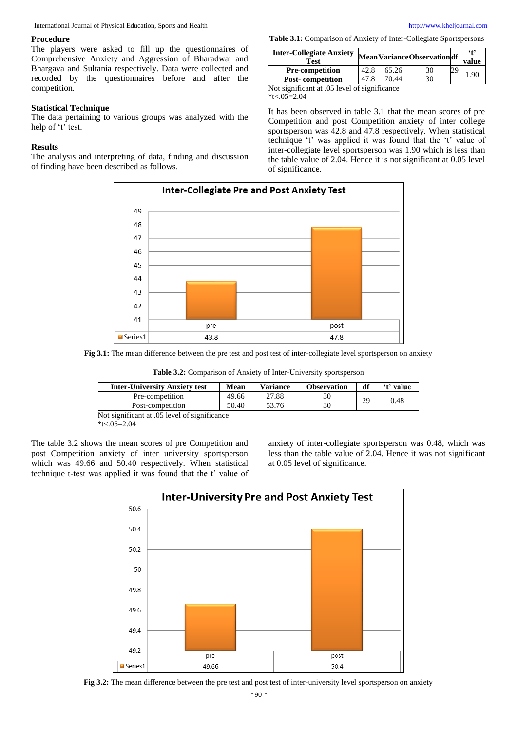### Procedure

The players were asked to fill up the questionnaires of Comprehensive Anxiety and Aggression of Bharadwaj and Bhargava and Sultania respectively. Data were collected and recorded by the questionnaires before and after the competition.

### Statistical Technique

The data pertaining to various groups was analyzed with the help of 't' test.

### Results

The analysis and interpreting of data, finding and discussion of finding have been described as follows.

**Table 3.1:** Comparison of Anxiety of Inter-Collegiate Sportspersons

| Inter-Collegiate Anxiety Test | Mean | Variance | Observation | df | 't' value |
|---|---|---|---|---|---|
| Pre-competition | 42.8 | 65.26 | 30 | 29 | 1.90 |
| Post- competition | 47.8 | 70.44 | 30 | | |

Not significant at .05 level of significance
*t<.05=2.04

It has been observed in table 3.1 that the mean scores of pre Competition and post Competition anxiety of inter college sportsperson was 42.8 and 47.8 respectively. When statistical technique 't' was applied it was found that the 't' value of inter-collegiate level sportsperson was 1.90 which is less than the table value of 2.04. Hence it is not significant at 0.05 level of significance.

**Fig 3.1:** The mean difference between the pre test and post test of inter-collegiate level sportsperson on anxiety

**Table 3.2:** Comparison of Anxiety of Inter-University sportsperson

| Inter-University Anxiety test | Mean | Variance | Observation | df | 't' value |
|---|---|---|---|---|---|
| Pre-competition | 49.66 | 27.88 | 30 | 29 | 0.48 |
| Post-competition | 50.40 | 53.76 | 30 | | |

Not significant at .05 level of significance
*t<.05=2.04

The table 3.2 shows the mean scores of pre Competition and post Competition anxiety of inter university sportsperson which was 49.66 and 50.40 respectively. When statistical technique t-test was applied it was found that the t' value of anxiety of inter-collegiate sportsperson was 0.48, which was less than the table value of 2.04. Hence it was not significant at 0.05 level of significance.

**Fig 3.2:** The mean difference between the pre test and post test of inter-university level sportsperson on anxiety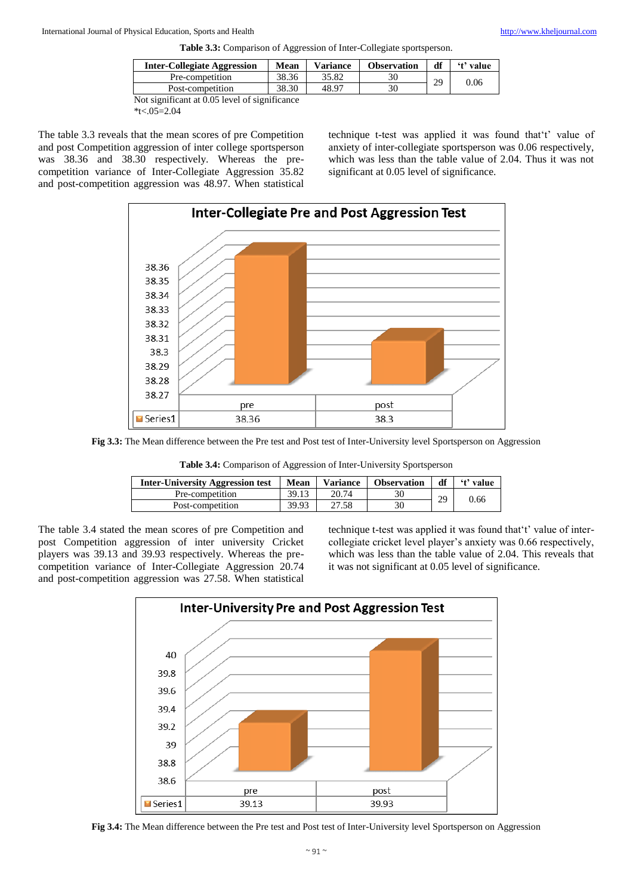**Table 3.3:** Comparison of Aggression of Inter-Collegiate sportsperson.

| Inter-Collegiate Aggression | Mean | Variance | Observation | df | 't' value |
|---|---|---|---|---|---|
| Pre-competition | 38.36 | 35.82 | 30 | 29 | 0.06 |
| Post-competition | 38.30 | 48.97 | 30 | | |

Not significant at 0.05 level of significance
*t<.05=2.04

The table 3.3 reveals that the mean scores of pre Competition and post Competition aggression of inter college sportsperson was 38.36 and 38.30 respectively. Whereas the pre-competition variance of Inter-Collegiate Aggression 35.82 and post-competition aggression was 48.97. When statistical technique t-test was applied it was found that't' value of anxiety of inter-collegiate sportsperson was 0.06 respectively, which was less than the table value of 2.04. Thus it was not significant at 0.05 level of significance.

**Inter-Collegiate Pre and Post Aggression Test**

| | pre | post |
|---|---|---|
| Series1 | 38.36 | 38.3 |

**Fig 3.3:** The Mean difference between the Pre test and Post test of Inter-University level Sportsperson on Aggression

**Table 3.4:** Comparison of Aggression of Inter-University Sportsperson

| Inter-University Aggression test | Mean | Variance | Observation | df | 't' value |
|---|---|---|---|---|---|
| Pre-competition | 39.13 | 20.74 | 30 | 29 | 0.66 |
| Post-competition | 39.93 | 27.58 | 30 | | |

The table 3.4 stated the mean scores of pre Competition and post Competition aggression of inter university Cricket players was 39.13 and 39.93 respectively. Whereas the pre-competition variance of Inter-Collegiate Aggression 20.74 and post-competition aggression was 27.58. When statistical technique t-test was applied it was found that't' value of inter-collegiate cricket level player's anxiety was 0.66 respectively, which was less than the table value of 2.04. This reveals that it was not significant at 0.05 level of significance.

**Inter-University Pre and Post Aggression Test**

| | pre | post |
|---|---|---|
| Series1 | 39.13 | 39.93 |

**Fig 3.4:** The Mean difference between the Pre test and Post test of Inter-University level Sportsperson on Aggression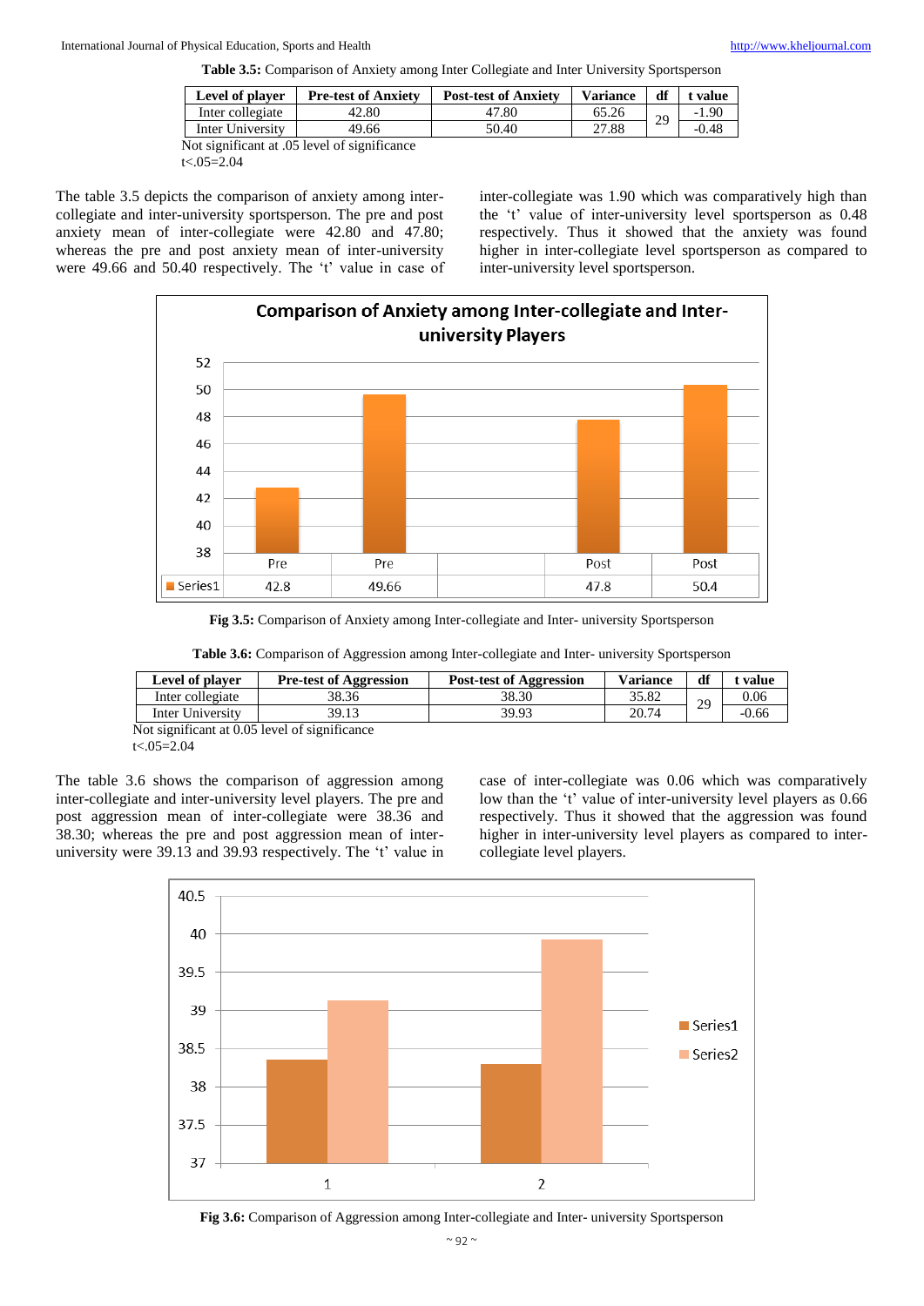**Table 3.5:** Comparison of Anxiety among Inter Collegiate and Inter University Sportsperson

| Level of player | Pre-test of Anxiety | Post-test of Anxiety | Variance | df | t value |
|---|---|---|---|---|---|
| Inter collegiate | 42.80 | 47.80 | 65.26 | 29 | -1.90 |
| Inter University | 49.66 | 50.40 | 27.88 | | -0.48 |

Not significant at .05 level of significance
t<.05=2.04

The table 3.5 depicts the comparison of anxiety among inter-collegiate and inter-university sportsperson. The pre and post anxiety mean of inter-collegiate were 42.80 and 47.80; whereas the pre and post anxiety mean of inter-university were 49.66 and 50.40 respectively. The 't' value in case of inter-collegiate was 1.90 which was comparatively high than the 't' value of inter-university level sportsperson as 0.48 respectively. Thus it showed that the anxiety was found higher in inter-collegiate level sportsperson as compared to inter-university level sportsperson.

**Fig 3.5:** Comparison of Anxiety among Inter-collegiate and Inter- university Sportsperson

**Table 3.6:** Comparison of Aggression among Inter-collegiate and Inter- university Sportsperson

| Level of player | Pre-test of Aggression | Post-test of Aggression | Variance | df | t value |
|---|---|---|---|---|---|
| Inter collegiate | 38.36 | 38.30 | 35.82 | 29 | 0.06 |
| Inter University | 39.13 | 39.93 | 20.74 | | -0.66 |

Not significant at 0.05 level of significance
t<.05=2.04

The table 3.6 shows the comparison of aggression among inter-collegiate and inter-university level players. The pre and post aggression mean of inter-collegiate were 38.36 and 38.30; whereas the pre and post aggression mean of inter-university were 39.13 and 39.93 respectively. The 't' value in case of inter-collegiate was 0.06 which was comparatively low than the 't' value of inter-university level players as 0.66 respectively. Thus it showed that the aggression was found higher in inter-university level players as compared to inter-collegiate level players.

**Fig 3.6:** Comparison of Aggression among Inter-collegiate and Inter- university Sportsperson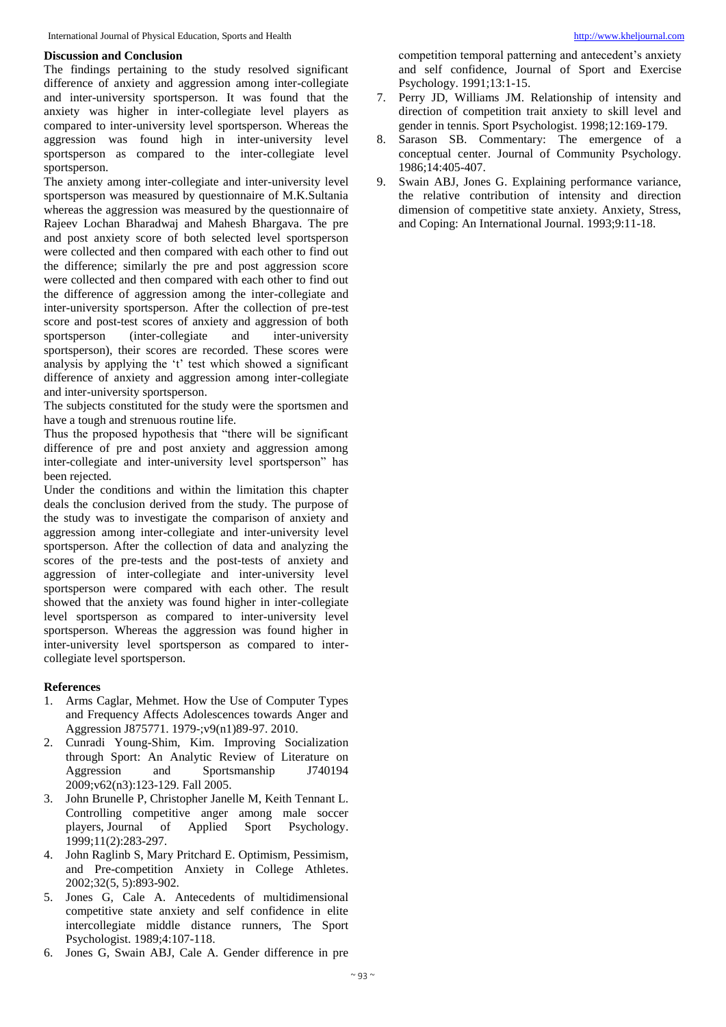## Discussion and Conclusion

The findings pertaining to the study resolved significant difference of anxiety and aggression among inter-collegiate and inter-university sportsperson. It was found that the anxiety was higher in inter-collegiate level players as compared to inter-university level sportsperson. Whereas the aggression was found high in inter-university level sportsperson as compared to the inter-collegiate level sportsperson.

The anxiety among inter-collegiate and inter-university level sportsperson was measured by questionnaire of M.K.Sultania whereas the aggression was measured by the questionnaire of Rajeev Lochan Bharadwaj and Mahesh Bhargava. The pre and post anxiety score of both selected level sportsperson were collected and then compared with each other to find out the difference; similarly the pre and post aggression score were collected and then compared with each other to find out the difference of aggression among the inter-collegiate and inter-university sportsperson. After the collection of pre-test score and post-test scores of anxiety and aggression of both sportsperson (inter-collegiate and inter-university sportsperson), their scores are recorded. These scores were analysis by applying the 't' test which showed a significant difference of anxiety and aggression among inter-collegiate and inter-university sportsperson.

The subjects constituted for the study were the sportsmen and have a tough and strenuous routine life.

Thus the proposed hypothesis that "there will be significant difference of pre and post anxiety and aggression among inter-collegiate and inter-university level sportsperson" has been rejected.

Under the conditions and within the limitation this chapter deals the conclusion derived from the study. The purpose of the study was to investigate the comparison of anxiety and aggression among inter-collegiate and inter-university level sportsperson. After the collection of data and analyzing the scores of the pre-tests and the post-tests of anxiety and aggression of inter-collegiate and inter-university level sportsperson were compared with each other. The result showed that the anxiety was found higher in inter-collegiate level sportsperson as compared to inter-university level sportsperson. Whereas the aggression was found higher in inter-university level sportsperson as compared to inter-collegiate level sportsperson.

## References

1. Arms Caglar, Mehmet. How the Use of Computer Types and Frequency Affects Adolescences towards Anger and Aggression J875771. 1979-;v9(n1)89-97. 2010.
2. Cunradi Young-Shim, Kim. Improving Socialization through Sport: An Analytic Review of Literature on Aggression and Sportsmanship J740194 2009;v62(n3):123-129. Fall 2005.
3. John Brunelle P, Christopher Janelle M, Keith Tennant L. Controlling competitive anger among male soccer players, Journal of Applied Sport Psychology. 1999;11(2):283-297.
4. John Raglinb S, Mary Pritchard E. Optimism, Pessimism, and Pre-competition Anxiety in College Athletes. 2002;32(5, 5):893-902.
5. Jones G, Cale A. Antecedents of multidimensional competitive state anxiety and self confidence in elite intercollegiate middle distance runners, The Sport Psychologist. 1989;4:107-118.
6. Jones G, Swain ABJ, Cale A. Gender difference in pre competition temporal patterning and antecedent's anxiety and self confidence, Journal of Sport and Exercise Psychology. 1991;13:1-15.
7. Perry JD, Williams JM. Relationship of intensity and direction of competition trait anxiety to skill level and gender in tennis. Sport Psychologist. 1998;12:169-179.
8. Sarason SB. Commentary: The emergence of a conceptual center. Journal of Community Psychology. 1986;14:405-407.
9. Swain ABJ, Jones G. Explaining performance variance, the relative contribution of intensity and direction dimension of competitive state anxiety. Anxiety, Stress, and Coping: An International Journal. 1993;9:11-18.